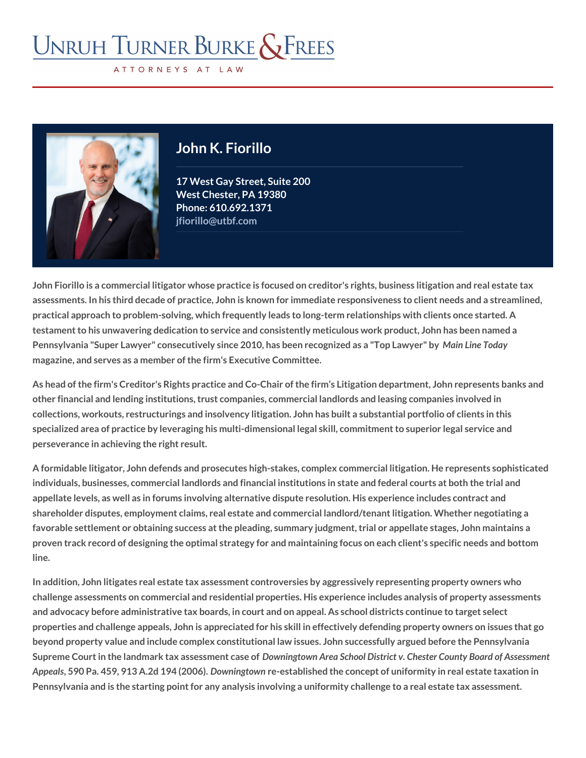# Unruh Turner Burke & Frees

ATTORNEYS AT LAW

## John K. Fiorillo

17 West Gay Street, Suite 200
West Chester, PA 19380
Phone: 610.692.1371
jfiorillo@utbf.com

John Fiorillo is a commercial litigator whose practice is focused on creditor's rights, business litigation and real estate tax assessments. In his third decade of practice, John is known for immediate responsiveness to client needs and a streamlined, practical approach to problem-solving, which frequently leads to long-term relationships with clients once started. A testament to his unwavering dedication to service and consistently meticulous work product, John has been named a Pennsylvania "Super Lawyer" consecutively since 2010, has been recognized as a "Top Lawyer" by *Main Line Today* magazine, and serves as a member of the firm's Executive Committee.

As head of the firm's Creditor's Rights practice and Co-Chair of the firm's Litigation department, John represents banks and other financial and lending institutions, trust companies, commercial landlords and leasing companies involved in collections, workouts, restructurings and insolvency litigation. John has built a substantial portfolio of clients in this specialized area of practice by leveraging his multi-dimensional legal skill, commitment to superior legal service and perseverance in achieving the right result.

A formidable litigator, John defends and prosecutes high-stakes, complex commercial litigation. He represents sophisticated individuals, businesses, commercial landlords and financial institutions in state and federal courts at both the trial and appellate levels, as well as in forums involving alternative dispute resolution. His experience includes contract and shareholder disputes, employment claims, real estate and commercial landlord/tenant litigation. Whether negotiating a favorable settlement or obtaining success at the pleading, summary judgment, trial or appellate stages, John maintains a proven track record of designing the optimal strategy for and maintaining focus on each client's specific needs and bottom line.

In addition, John litigates real estate tax assessment controversies by aggressively representing property owners who challenge assessments on commercial and residential properties. His experience includes analysis of property assessments and advocacy before administrative tax boards, in court and on appeal. As school districts continue to target select properties and challenge appeals, John is appreciated for his skill in effectively defending property owners on issues that go beyond property value and include complex constitutional law issues. John successfully argued before the Pennsylvania Supreme Court in the landmark tax assessment case of *Downingtown Area School District v. Chester County Board of Assessment Appeals*, 590 Pa. 459, 913 A.2d 194 (2006). *Downingtown* re-established the concept of uniformity in real estate taxation in Pennsylvania and is the starting point for any analysis involving a uniformity challenge to a real estate tax assessment.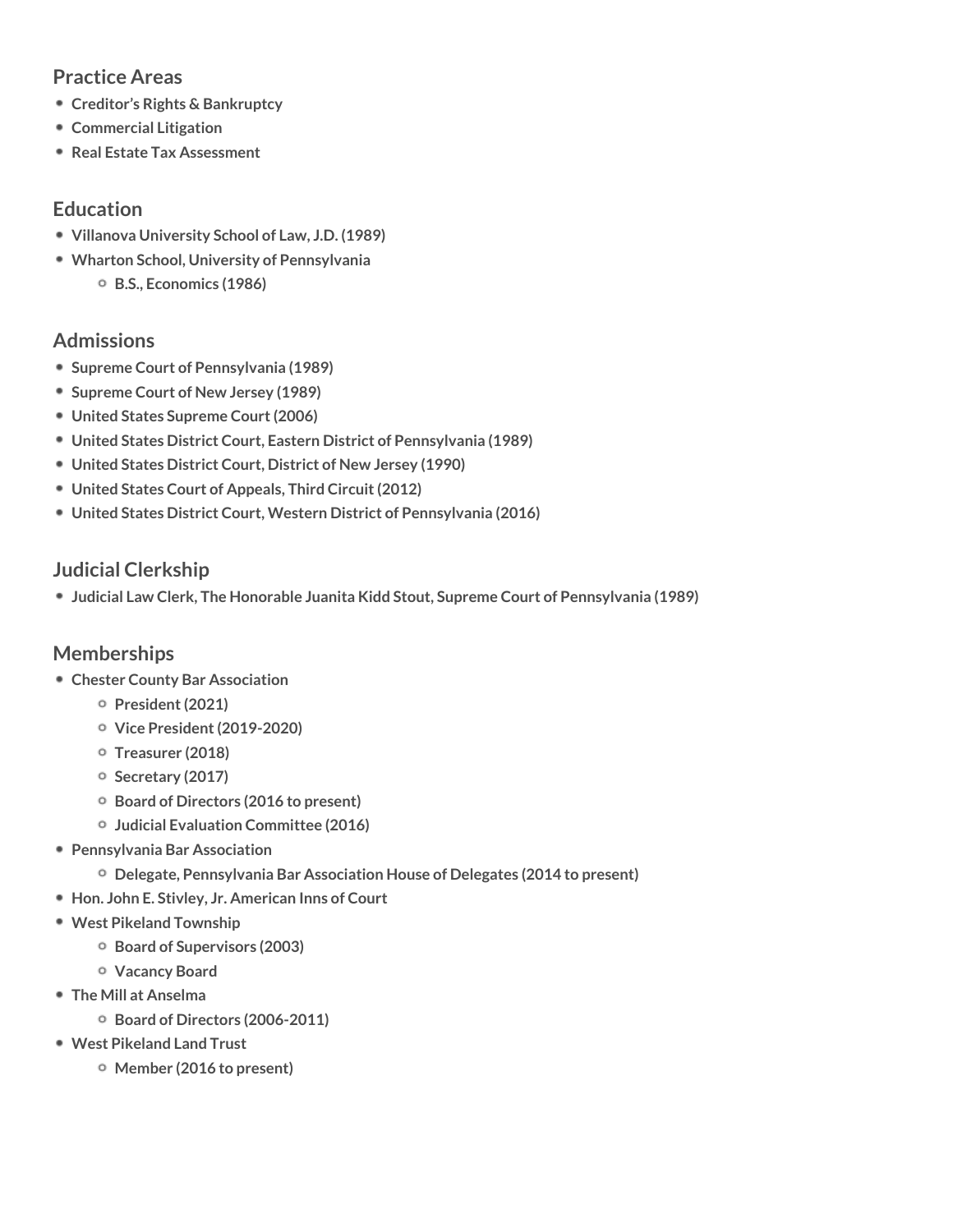## Practice Areas

- **Creditor's Rights & Bankruptcy**
- **Commercial Litigation**
- **Real Estate Tax Assessment**

## Education

- **Villanova University School of Law, J.D. (1989)**
- **Wharton School, University of Pennsylvania**
  - **B.S., Economics (1986)**

## Admissions

- **Supreme Court of Pennsylvania (1989)**
- **Supreme Court of New Jersey (1989)**
- **United States Supreme Court (2006)**
- **United States District Court, Eastern District of Pennsylvania (1989)**
- **United States District Court, District of New Jersey (1990)**
- **United States Court of Appeals, Third Circuit (2012)**
- **United States District Court, Western District of Pennsylvania (2016)**

## Judicial Clerkship

- **Judicial Law Clerk, The Honorable Juanita Kidd Stout, Supreme Court of Pennsylvania (1989)**

## Memberships

- **Chester County Bar Association**
  - **President (2021)**
  - **Vice President (2019-2020)**
  - **Treasurer (2018)**
  - **Secretary (2017)**
  - **Board of Directors (2016 to present)**
  - **Judicial Evaluation Committee (2016)**
- **Pennsylvania Bar Association**
  - **Delegate, Pennsylvania Bar Association House of Delegates (2014 to present)**
- **Hon. John E. Stivley, Jr. American Inns of Court**
- **West Pikeland Township**
  - **Board of Supervisors (2003)**
  - **Vacancy Board**
- **The Mill at Anselma**
  - **Board of Directors (2006-2011)**
- **West Pikeland Land Trust**
  - **Member (2016 to present)**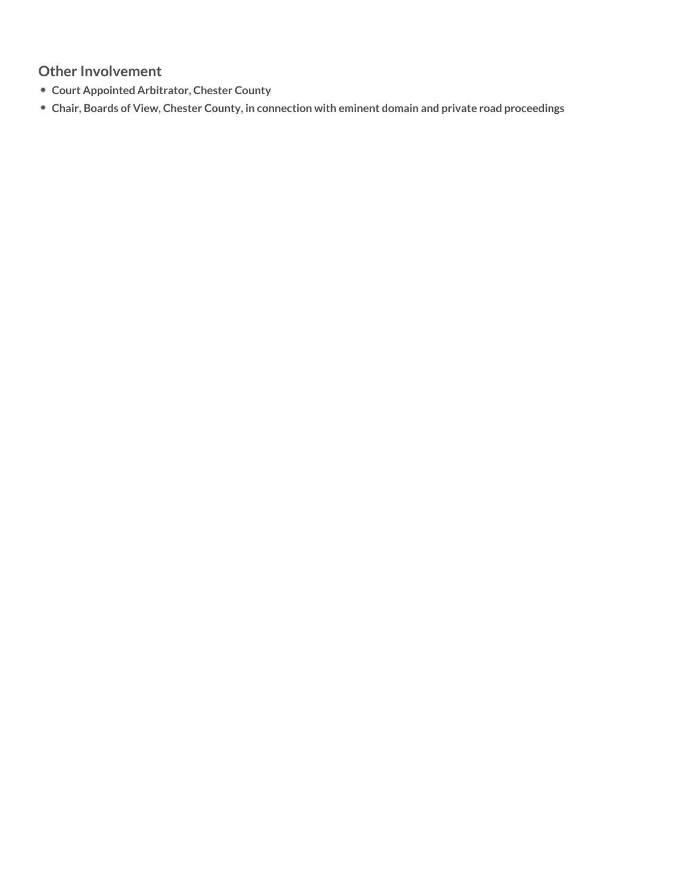### Other Involvement

- **Court Appointed Arbitrator, Chester County**
- **Chair, Boards of View, Chester County, in connection with eminent domain and private road proceedings**